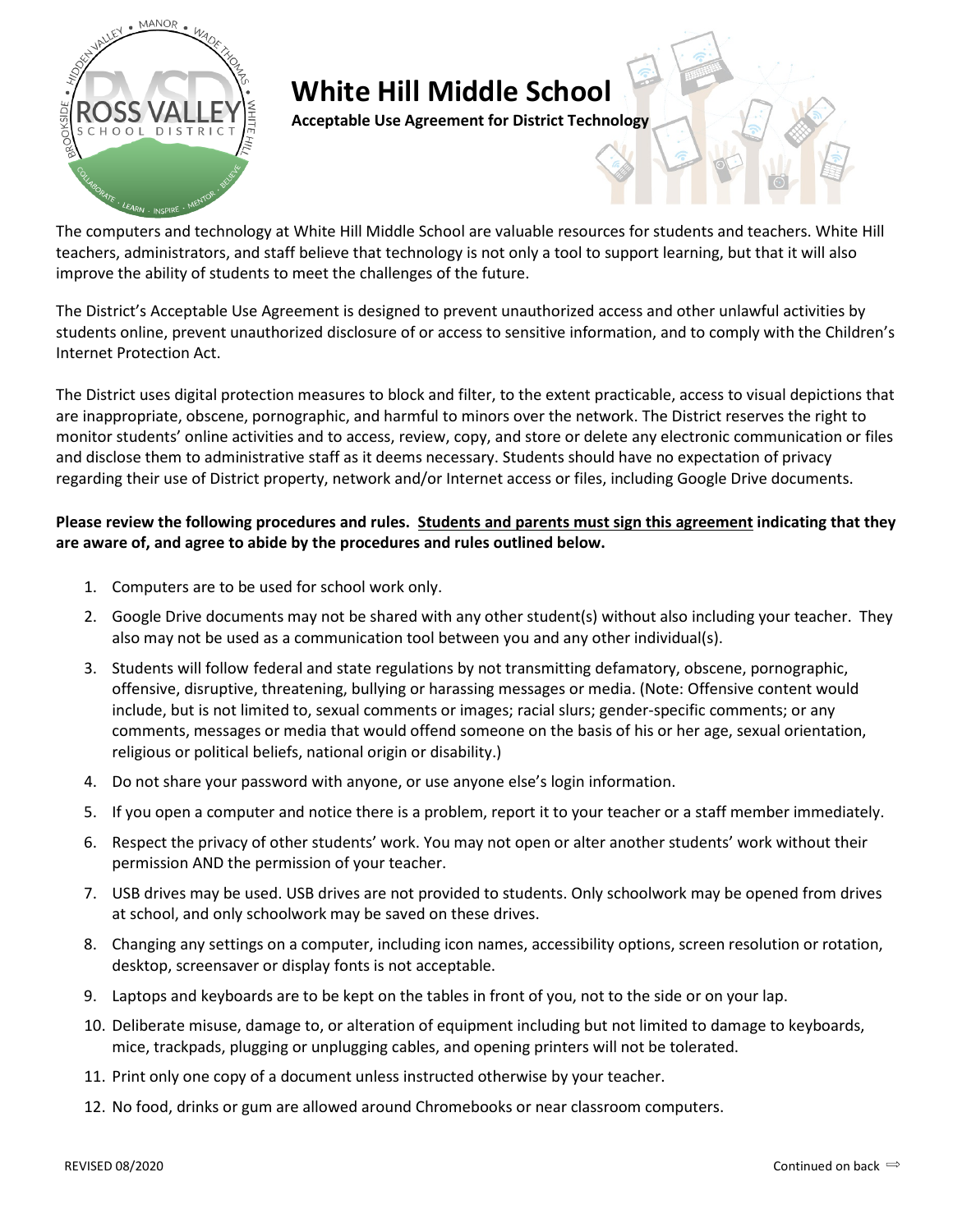# White Hill Middle School

**Acceptable Use Agreement for District Technology**

The computers and technology at White Hill Middle School are valuable resources for students and teachers. White Hill teachers, administrators, and staff believe that technology is not only a tool to support learning, but that it will also improve the ability of students to meet the challenges of the future.

The District's Acceptable Use Agreement is designed to prevent unauthorized access and other unlawful activities by students online, prevent unauthorized disclosure of or access to sensitive information, and to comply with the Children's Internet Protection Act.

The District uses digital protection measures to block and filter, to the extent practicable, access to visual depictions that are inappropriate, obscene, pornographic, and harmful to minors over the network. The District reserves the right to monitor students' online activities and to access, review, copy, and store or delete any electronic communication or files and disclose them to administrative staff as it deems necessary. Students should have no expectation of privacy regarding their use of District property, network and/or Internet access or files, including Google Drive documents.

**Please review the following procedures and rules. Students and parents must sign this agreement indicating that they are aware of, and agree to abide by the procedures and rules outlined below.**

1. Computers are to be used for school work only.
2. Google Drive documents may not be shared with any other student(s) without also including your teacher. They also may not be used as a communication tool between you and any other individual(s).
3. Students will follow federal and state regulations by not transmitting defamatory, obscene, pornographic, offensive, disruptive, threatening, bullying or harassing messages or media. (Note: Offensive content would include, but is not limited to, sexual comments or images; racial slurs; gender-specific comments; or any comments, messages or media that would offend someone on the basis of his or her age, sexual orientation, religious or political beliefs, national origin or disability.)
4. Do not share your password with anyone, or use anyone else's login information.
5. If you open a computer and notice there is a problem, report it to your teacher or a staff member immediately.
6. Respect the privacy of other students' work. You may not open or alter another students' work without their permission AND the permission of your teacher.
7. USB drives may be used. USB drives are not provided to students. Only schoolwork may be opened from drives at school, and only schoolwork may be saved on these drives.
8. Changing any settings on a computer, including icon names, accessibility options, screen resolution or rotation, desktop, screensaver or display fonts is not acceptable.
9. Laptops and keyboards are to be kept on the tables in front of you, not to the side or on your lap.
10. Deliberate misuse, damage to, or alteration of equipment including but not limited to damage to keyboards, mice, trackpads, plugging or unplugging cables, and opening printers will not be tolerated.
11. Print only one copy of a document unless instructed otherwise by your teacher.
12. No food, drinks or gum are allowed around Chromebooks or near classroom computers.

REVISED 08/2020

Continued on back ⇨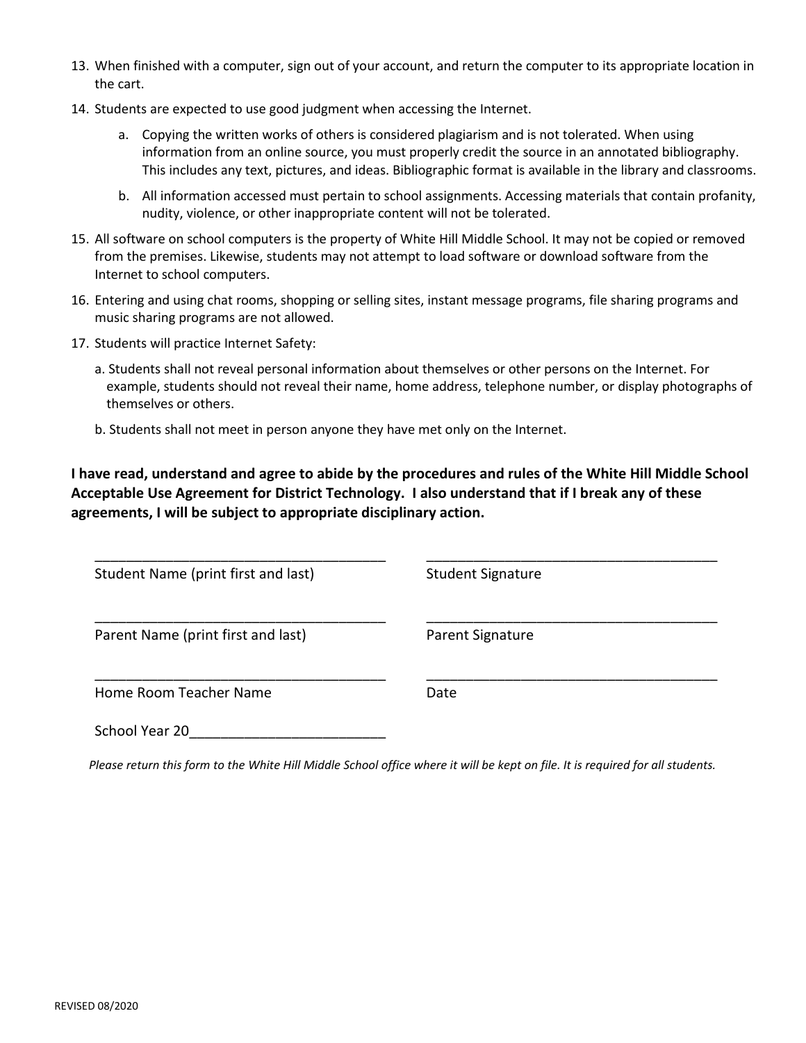13. When finished with a computer, sign out of your account, and return the computer to its appropriate location in the cart.
14. Students are expected to use good judgment when accessing the Internet.
    a. Copying the written works of others is considered plagiarism and is not tolerated. When using information from an online source, you must properly credit the source in an annotated bibliography. This includes any text, pictures, and ideas. Bibliographic format is available in the library and classrooms.
    b. All information accessed must pertain to school assignments. Accessing materials that contain profanity, nudity, violence, or other inappropriate content will not be tolerated.
15. All software on school computers is the property of White Hill Middle School. It may not be copied or removed from the premises. Likewise, students may not attempt to load software or download software from the Internet to school computers.
16. Entering and using chat rooms, shopping or selling sites, instant message programs, file sharing programs and music sharing programs are not allowed.
17. Students will practice Internet Safety:
    a. Students shall not reveal personal information about themselves or other persons on the Internet. For example, students should not reveal their name, home address, telephone number, or display photographs of themselves or others.
    b. Students shall not meet in person anyone they have met only on the Internet.

**I have read, understand and agree to abide by the procedures and rules of the White Hill Middle School Acceptable Use Agreement for District Technology. I also understand that if I break any of these agreements, I will be subject to appropriate disciplinary action.**

| | |
|---|---|
| ______________________________________ | ______________________________________ |
| Student Name (print first and last) | Student Signature |
| ______________________________________ | ______________________________________ |
| Parent Name (print first and last) | Parent Signature |
| ______________________________________ | ______________________________________ |
| Home Room Teacher Name | Date |

School Year 20________________________

*Please return this form to the White Hill Middle School office where it will be kept on file. It is required for all students.*

REVISED 08/2020